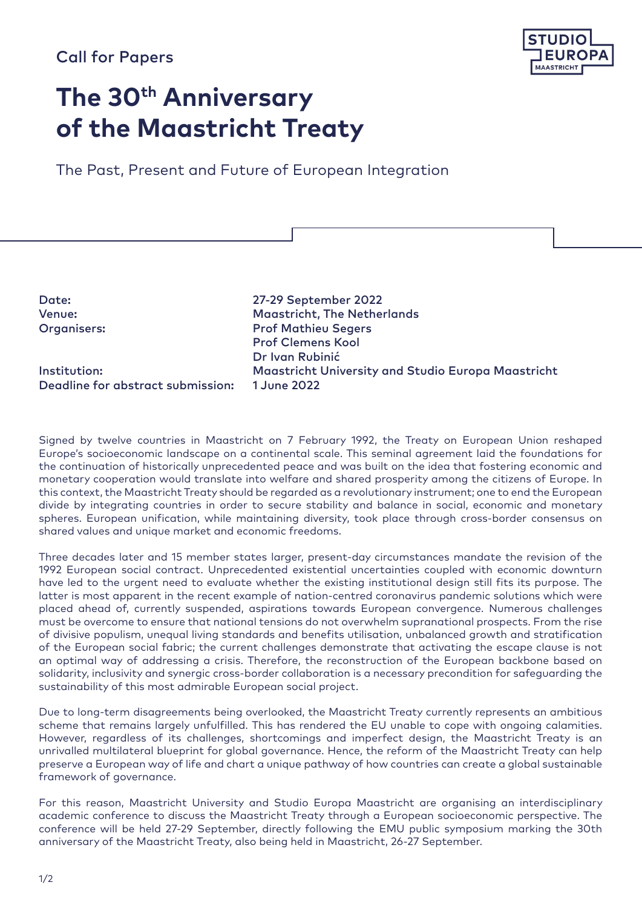Call for Papers

# The 30th Anniversary of the Maastricht Treaty

The Past, Present and Future of European Integration

| | |
|---|---|
| **Date:** | **27-29 September 2022** |
| **Venue:** | **Maastricht, The Netherlands** |
| **Organisers:** | **Prof Mathieu Segers** |
| | **Prof Clemens Kool** |
| | **Dr Ivan Rubinić** |
| **Institution:** | **Maastricht University and Studio Europa Maastricht** |
| **Deadline for abstract submission:** | **1 June 2022** |

Signed by twelve countries in Maastricht on 7 February 1992, the Treaty on European Union reshaped Europe's socioeconomic landscape on a continental scale. This seminal agreement laid the foundations for the continuation of historically unprecedented peace and was built on the idea that fostering economic and monetary cooperation would translate into welfare and shared prosperity among the citizens of Europe. In this context, the Maastricht Treaty should be regarded as a revolutionary instrument; one to end the European divide by integrating countries in order to secure stability and balance in social, economic and monetary spheres. European unification, while maintaining diversity, took place through cross-border consensus on shared values and unique market and economic freedoms.

Three decades later and 15 member states larger, present-day circumstances mandate the revision of the 1992 European social contract. Unprecedented existential uncertainties coupled with economic downturn have led to the urgent need to evaluate whether the existing institutional design still fits its purpose. The latter is most apparent in the recent example of nation-centred coronavirus pandemic solutions which were placed ahead of, currently suspended, aspirations towards European convergence. Numerous challenges must be overcome to ensure that national tensions do not overwhelm supranational prospects. From the rise of divisive populism, unequal living standards and benefits utilisation, unbalanced growth and stratification of the European social fabric; the current challenges demonstrate that activating the escape clause is not an optimal way of addressing a crisis. Therefore, the reconstruction of the European backbone based on solidarity, inclusivity and synergic cross-border collaboration is a necessary precondition for safeguarding the sustainability of this most admirable European social project.

Due to long-term disagreements being overlooked, the Maastricht Treaty currently represents an ambitious scheme that remains largely unfulfilled. This has rendered the EU unable to cope with ongoing calamities. However, regardless of its challenges, shortcomings and imperfect design, the Maastricht Treaty is an unrivalled multilateral blueprint for global governance. Hence, the reform of the Maastricht Treaty can help preserve a European way of life and chart a unique pathway of how countries can create a global sustainable framework of governance.

For this reason, Maastricht University and Studio Europa Maastricht are organising an interdisciplinary academic conference to discuss the Maastricht Treaty through a European socioeconomic perspective. The conference will be held 27-29 September, directly following the EMU public symposium marking the 30th anniversary of the Maastricht Treaty, also being held in Maastricht, 26-27 September.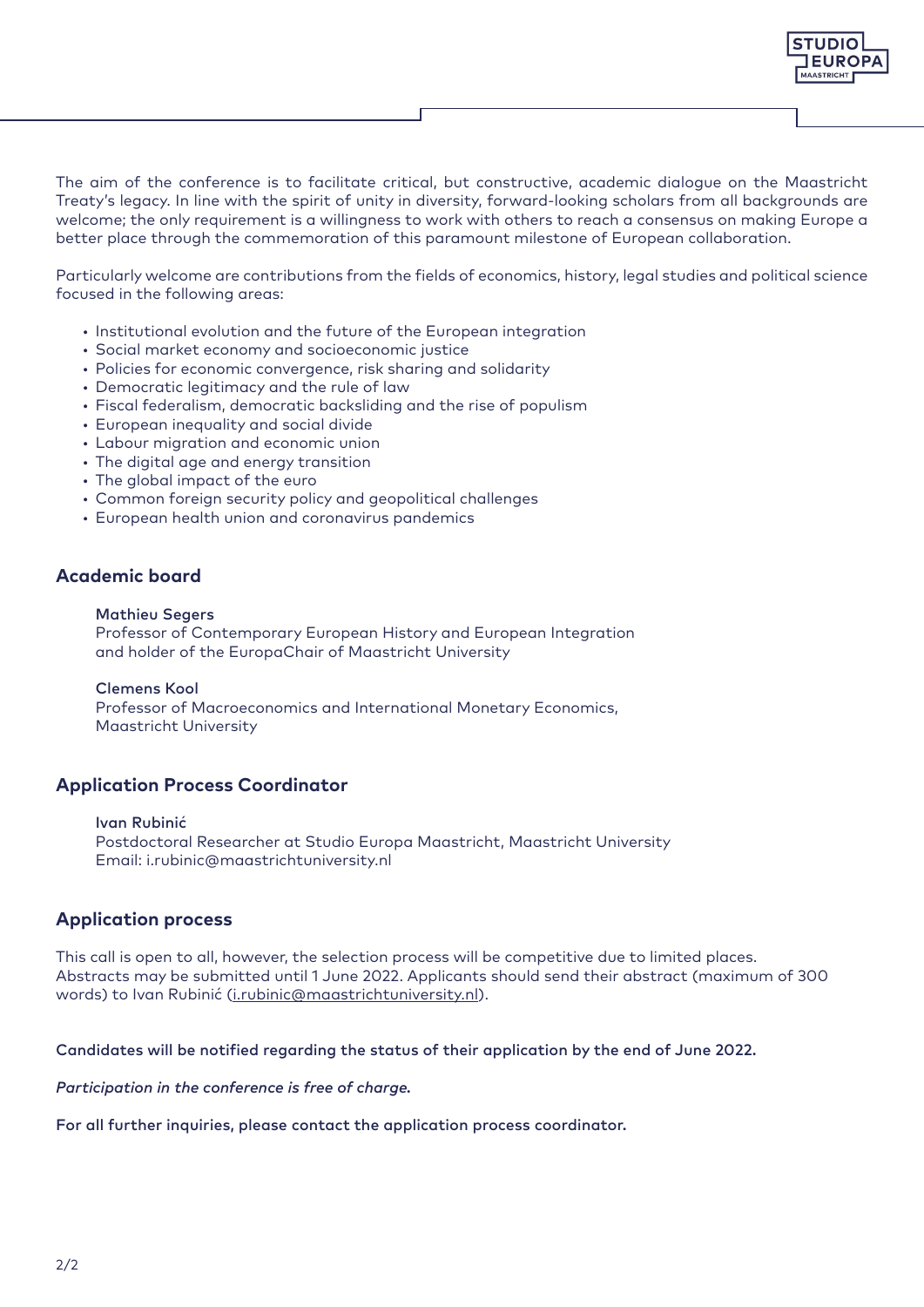The aim of the conference is to facilitate critical, but constructive, academic dialogue on the Maastricht Treaty's legacy. In line with the spirit of unity in diversity, forward-looking scholars from all backgrounds are welcome; the only requirement is a willingness to work with others to reach a consensus on making Europe a better place through the commemoration of this paramount milestone of European collaboration.

Particularly welcome are contributions from the fields of economics, history, legal studies and political science focused in the following areas:

- Institutional evolution and the future of the European integration
- Social market economy and socioeconomic justice
- Policies for economic convergence, risk sharing and solidarity
- Democratic legitimacy and the rule of law
- Fiscal federalism, democratic backsliding and the rise of populism
- European inequality and social divide
- Labour migration and economic union
- The digital age and energy transition
- The global impact of the euro
- Common foreign security policy and geopolitical challenges
- European health union and coronavirus pandemics

## Academic board

**Mathieu Segers**
Professor of Contemporary European History and European Integration and holder of the EuropaChair of Maastricht University

**Clemens Kool**
Professor of Macroeconomics and International Monetary Economics, Maastricht University

## Application Process Coordinator

**Ivan Rubinić**
Postdoctoral Researcher at Studio Europa Maastricht, Maastricht University
Email: i.rubinic@maastrichtuniversity.nl

## Application process

This call is open to all, however, the selection process will be competitive due to limited places. Abstracts may be submitted until 1 June 2022. Applicants should send their abstract (maximum of 300 words) to Ivan Rubinić (i.rubinic@maastrichtuniversity.nl).

**Candidates will be notified regarding the status of their application by the end of June 2022.**

***Participation in the conference is free of charge.***

**For all further inquiries, please contact the application process coordinator.**